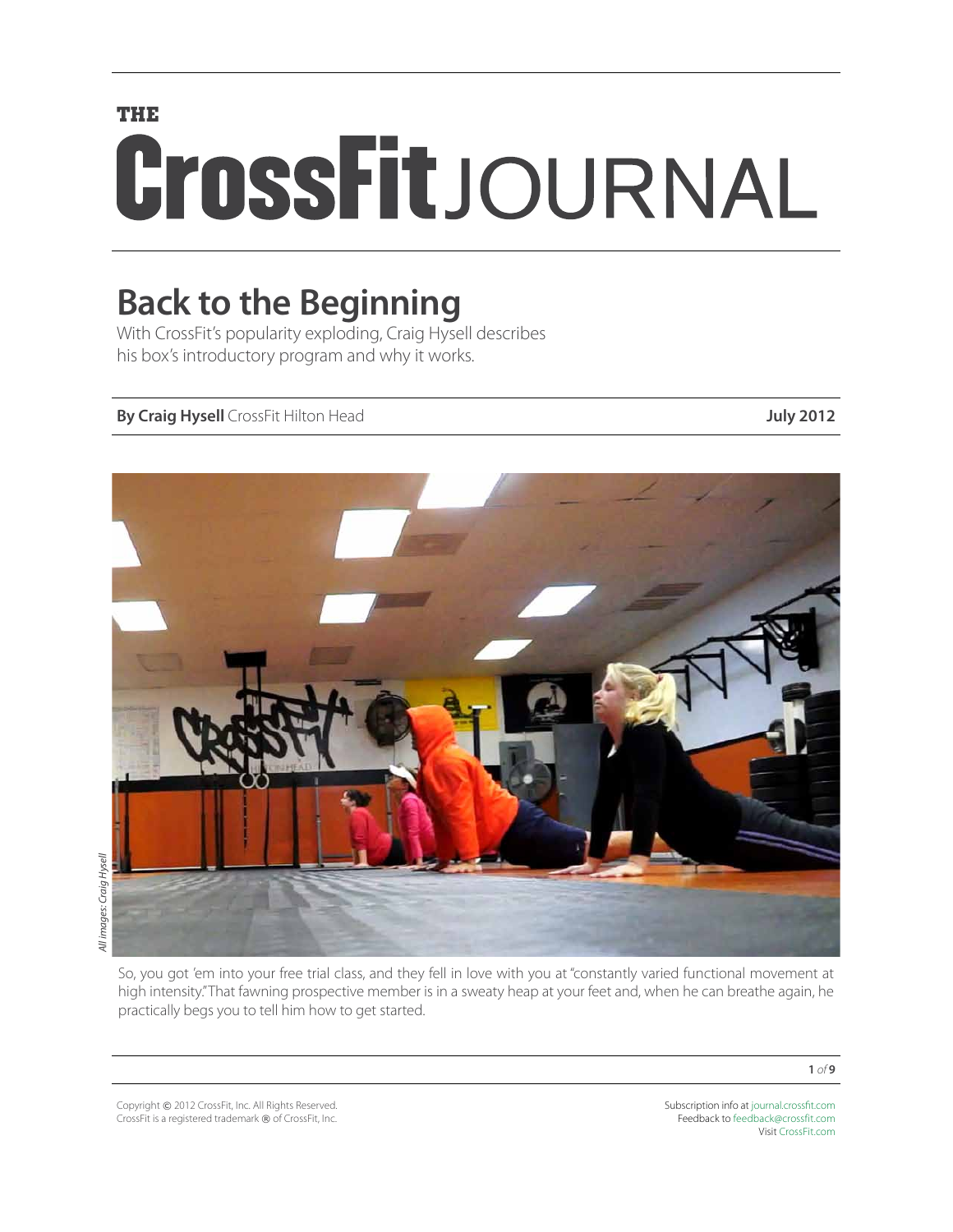THE CrossFit JOURNAL

# Back to the Beginning

With CrossFit's popularity exploding, Craig Hysell describes his box's introductory program and why it works.

**By Craig Hysell** CrossFit Hilton Head **July 2012**

*All images: Craig Hysell*

So, you got 'em into your free trial class, and they fell in love with you at "constantly varied functional movement at high intensity." That fawning prospective member is in a sweaty heap at your feet and, when he can breathe again, he practically begs you to tell him how to get started.

Copyright © 2012 CrossFit, Inc. All Rights Reserved.
CrossFit is a registered trademark ® of CrossFit, Inc.

Subscription info at journal.crossfit.com
Feedback to feedback@crossfit.com
Visit CrossFit.com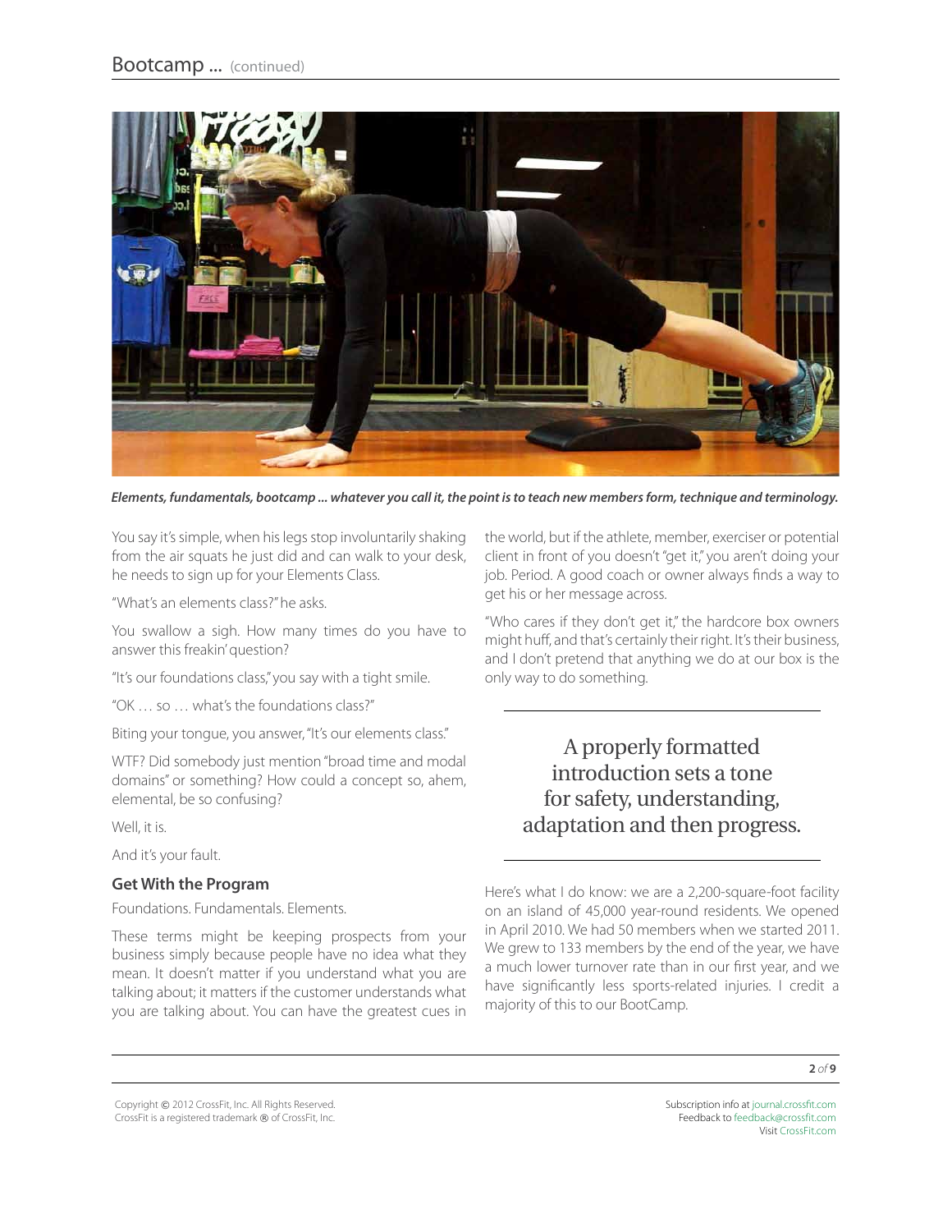*Elements, fundamentals, bootcamp ... whatever you call it, the point is to teach new members form, technique and terminology.*

You say it's simple, when his legs stop involuntarily shaking from the air squats he just did and can walk to your desk, he needs to sign up for your Elements Class.

"What's an elements class?" he asks.

You swallow a sigh. How many times do you have to answer this freakin' question?

"It's our foundations class," you say with a tight smile.

"OK … so … what's the foundations class?"

Biting your tongue, you answer, "It's our elements class."

WTF? Did somebody just mention "broad time and modal domains" or something? How could a concept so, ahem, elemental, be so confusing?

Well, it is.

And it's your fault.

### Get With the Program

Foundations. Fundamentals. Elements.

These terms might be keeping prospects from your business simply because people have no idea what they mean. It doesn't matter if you understand what you are talking about; it matters if the customer understands what you are talking about. You can have the greatest cues in the world, but if the athlete, member, exerciser or potential client in front of you doesn't "get it," you aren't doing your job. Period. A good coach or owner always finds a way to get his or her message across.

"Who cares if they don't get it," the hardcore box owners might huff, and that's certainly their right. It's their business, and I don't pretend that anything we do at our box is the only way to do something.

> A properly formatted introduction sets a tone for safety, understanding, adaptation and then progress.

Here's what I do know: we are a 2,200-square-foot facility on an island of 45,000 year-round residents. We opened in April 2010. We had 50 members when we started 2011. We grew to 133 members by the end of the year, we have a much lower turnover rate than in our first year, and we have significantly less sports-related injuries. I credit a majority of this to our BootCamp.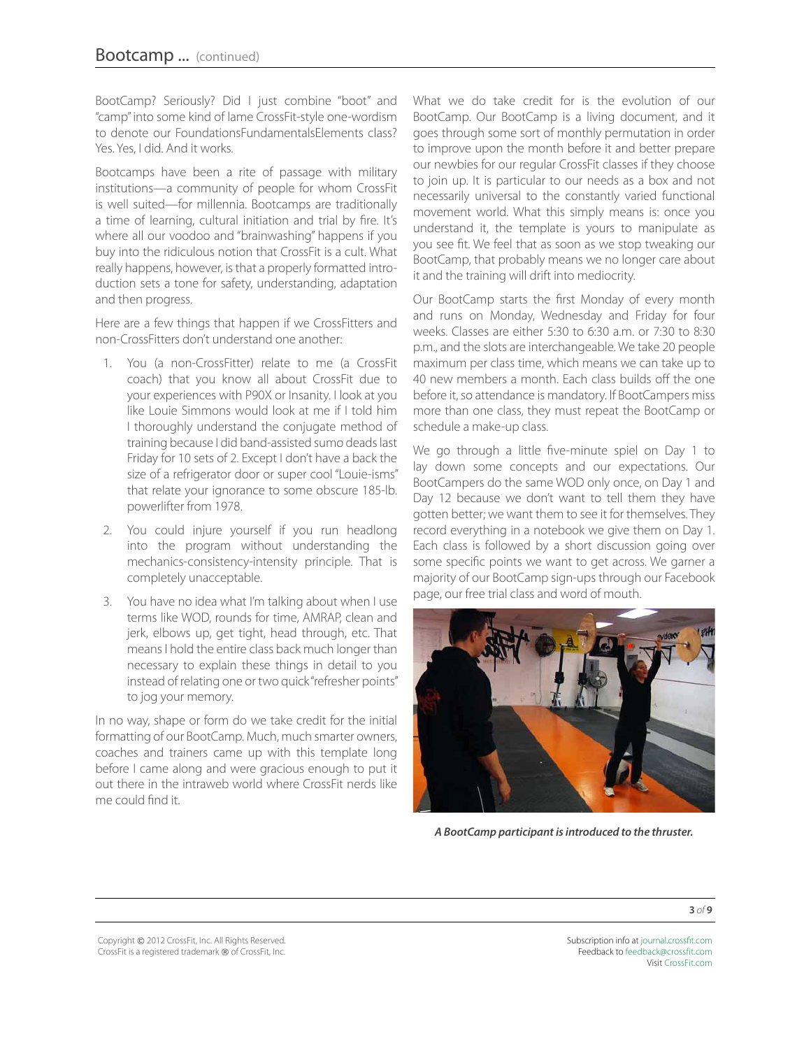BootCamp? Seriously? Did I just combine "boot" and "camp" into some kind of lame CrossFit-style one-wordism to denote our FoundationsFundamentalsElements class? Yes. Yes, I did. And it works.

Bootcamps have been a rite of passage with military institutions—a community of people for whom CrossFit is well suited—for millennia. Bootcamps are traditionally a time of learning, cultural initiation and trial by fire. It's where all our voodoo and "brainwashing" happens if you buy into the ridiculous notion that CrossFit is a cult. What really happens, however, is that a properly formatted introduction sets a tone for safety, understanding, adaptation and then progress.

Here are a few things that happen if we CrossFitters and non-CrossFitters don't understand one another:

1. You (a non-CrossFitter) relate to me (a CrossFit coach) that you know all about CrossFit due to your experiences with P90X or Insanity. I look at you like Louie Simmons would look at me if I told him I thoroughly understand the conjugate method of training because I did band-assisted sumo deads last Friday for 10 sets of 2. Except I don't have a back the size of a refrigerator door or super cool "Louie-isms" that relate your ignorance to some obscure 185-lb. powerlifter from 1978.
2. You could injure yourself if you run headlong into the program without understanding the mechanics-consistency-intensity principle. That is completely unacceptable.
3. You have no idea what I'm talking about when I use terms like WOD, rounds for time, AMRAP, clean and jerk, elbows up, get tight, head through, etc. That means I hold the entire class back much longer than necessary to explain these things in detail to you instead of relating one or two quick "refresher points" to jog your memory.

In no way, shape or form do we take credit for the initial formatting of our BootCamp. Much, much smarter owners, coaches and trainers came up with this template long before I came along and were gracious enough to put it out there in the intraweb world where CrossFit nerds like me could find it.

What we do take credit for is the evolution of our BootCamp. Our BootCamp is a living document, and it goes through some sort of monthly permutation in order to improve upon the month before it and better prepare our newbies for our regular CrossFit classes if they choose to join up. It is particular to our needs as a box and not necessarily universal to the constantly varied functional movement world. What this simply means is: once you understand it, the template is yours to manipulate as you see fit. We feel that as soon as we stop tweaking our BootCamp, that probably means we no longer care about it and the training will drift into mediocrity.

Our BootCamp starts the first Monday of every month and runs on Monday, Wednesday and Friday for four weeks. Classes are either 5:30 to 6:30 a.m. or 7:30 to 8:30 p.m., and the slots are interchangeable. We take 20 people maximum per class time, which means we can take up to 40 new members a month. Each class builds off the one before it, so attendance is mandatory. If BootCampers miss more than one class, they must repeat the BootCamp or schedule a make-up class.

We go through a little five-minute spiel on Day 1 to lay down some concepts and our expectations. Our BootCampers do the same WOD only once, on Day 1 and Day 12 because we don't want to tell them they have gotten better; we want them to see it for themselves. They record everything in a notebook we give them on Day 1. Each class is followed by a short discussion going over some specific points we want to get across. We garner a majority of our BootCamp sign-ups through our Facebook page, our free trial class and word of mouth.

***A BootCamp participant is introduced to the thruster.***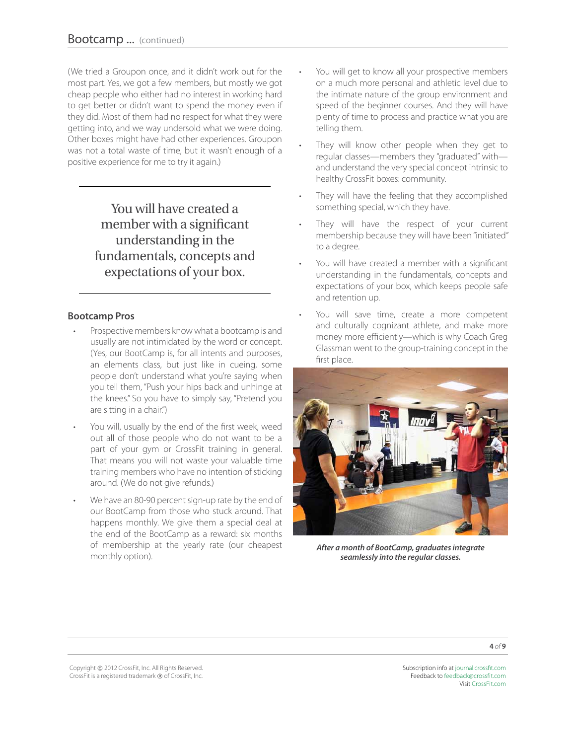(We tried a Groupon once, and it didn't work out for the most part. Yes, we got a few members, but mostly we got cheap people who either had no interest in working hard to get better or didn't want to spend the money even if they did. Most of them had no respect for what they were getting into, and we way undersold what we were doing. Other boxes might have had other experiences. Groupon was not a total waste of time, but it wasn't enough of a positive experience for me to try it again.)

> You will have created a member with a significant understanding in the fundamentals, concepts and expectations of your box.

### Bootcamp Pros

- Prospective members know what a bootcamp is and usually are not intimidated by the word or concept. (Yes, our BootCamp is, for all intents and purposes, an elements class, but just like in cueing, some people don't understand what you're saying when you tell them, "Push your hips back and unhinge at the knees." So you have to simply say, "Pretend you are sitting in a chair.")
- You will, usually by the end of the first week, weed out all of those people who do not want to be a part of your gym or CrossFit training in general. That means you will not waste your valuable time training members who have no intention of sticking around. (We do not give refunds.)
- We have an 80-90 percent sign-up rate by the end of our BootCamp from those who stuck around. That happens monthly. We give them a special deal at the end of the BootCamp as a reward: six months of membership at the yearly rate (our cheapest monthly option).
- You will get to know all your prospective members on a much more personal and athletic level due to the intimate nature of the group environment and speed of the beginner courses. And they will have plenty of time to process and practice what you are telling them.
- They will know other people when they get to regular classes—members they "graduated" with—and understand the very special concept intrinsic to healthy CrossFit boxes: community.
- They will have the feeling that they accomplished something special, which they have.
- They will have the respect of your current membership because they will have been "initiated" to a degree.
- You will have created a member with a significant understanding in the fundamentals, concepts and expectations of your box, which keeps people safe and retention up.
- You will save time, create a more competent and culturally cognizant athlete, and make more money more efficiently—which is why Coach Greg Glassman went to the group-training concept in the first place.

*After a month of BootCamp, graduates integrate seamlessly into the regular classes.*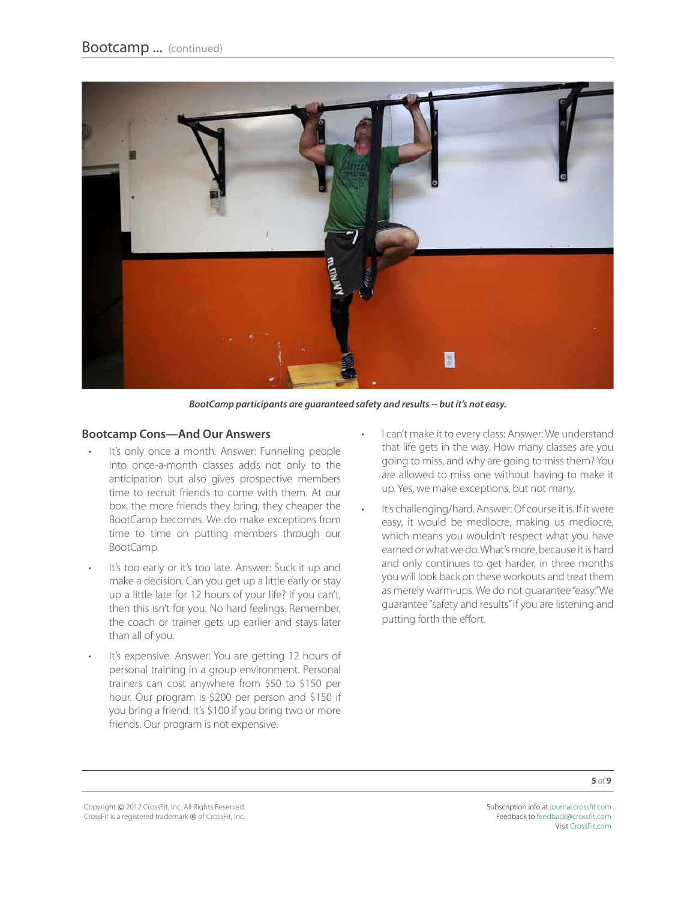*BootCamp participants are guaranteed safety and results -- but it's not easy.*

### Bootcamp Cons—And Our Answers

- It's only once a month. Answer: Funneling people into once-a-month classes adds not only to the anticipation but also gives prospective members time to recruit friends to come with them. At our box, the more friends they bring, they cheaper the BootCamp becomes. We do make exceptions from time to time on putting members through our BootCamp.
- It's too early or it's too late. Answer: Suck it up and make a decision. Can you get up a little early or stay up a little late for 12 hours of your life? If you can't, then this isn't for you. No hard feelings. Remember, the coach or trainer gets up earlier and stays later than all of you.
- It's expensive. Answer: You are getting 12 hours of personal training in a group environment. Personal trainers can cost anywhere from $50 to $150 per hour. Our program is $200 per person and $150 if you bring a friend. It's $100 if you bring two or more friends. Our program is not expensive.
- I can't make it to every class: Answer: We understand that life gets in the way. How many classes are you going to miss, and why are going to miss them? You are allowed to miss one without having to make it up. Yes, we make exceptions, but not many.
- It's challenging/hard. Answer: Of course it is. If it were easy, it would be mediocre, making us mediocre, which means you wouldn't respect what you have earned or what we do. What's more, because it is hard and only continues to get harder, in three months you will look back on these workouts and treat them as merely warm-ups. We do not guarantee "easy." We guarantee "safety and results" if you are listening and putting forth the effort.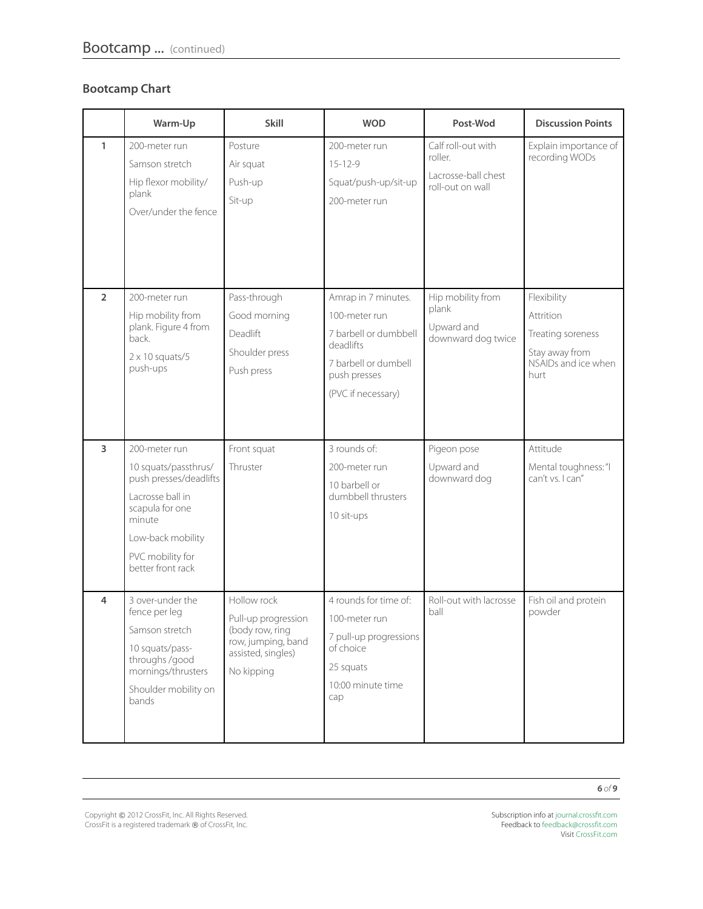## Bootcamp Chart

| | Warm-Up | Skill | WOD | Post-Wod | Discussion Points |
|---|---|---|---|---|---|
| 1 | 200-meter run<br>Samson stretch<br>Hip flexor mobility/ plank<br>Over/under the fence | Posture<br>Air squat<br>Push-up<br>Sit-up | 200-meter run<br>15-12-9<br>Squat/push-up/sit-up<br>200-meter run | Calf roll-out with roller.<br>Lacrosse-ball chest roll-out on wall | Explain importance of recording WODs |
| 2 | 200-meter run<br>Hip mobility from plank. Figure 4 from back.<br>2 x 10 squats/5 push-ups | Pass-through<br>Good morning<br>Deadlift<br>Shoulder press<br>Push press | Amrap in 7 minutes.<br>100-meter run<br>7 barbell or dumbbell deadlifts<br>7 barbell or dumbell push presses<br>(PVC if necessary) | Hip mobility from plank<br>Upward and downward dog twice | Flexibility<br>Attrition<br>Treating soreness<br>Stay away from NSAIDs and ice when hurt |
| 3 | 200-meter run<br>10 squats/passthrus/ push presses/deadlifts<br>Lacrosse ball in scapula for one minute<br>Low-back mobility<br>PVC mobility for better front rack | Front squat<br>Thruster | 3 rounds of:<br>200-meter run<br>10 barbell or dumbbell thrusters<br>10 sit-ups | Pigeon pose<br>Upward and downward dog | Attitude<br>Mental toughness: "I can't vs. I can" |
| 4 | 3 over-under the fence per leg<br>Samson stretch<br>10 squats/pass-throughs /good mornings/thrusters<br>Shoulder mobility on bands | Hollow rock<br>Pull-up progression (body row, ring row, jumping, band assisted, singles)<br>No kipping | 4 rounds for time of:<br>100-meter run<br>7 pull-up progressions of choice<br>25 squats<br>10:00 minute time cap | Roll-out with lacrosse ball | Fish oil and protein powder |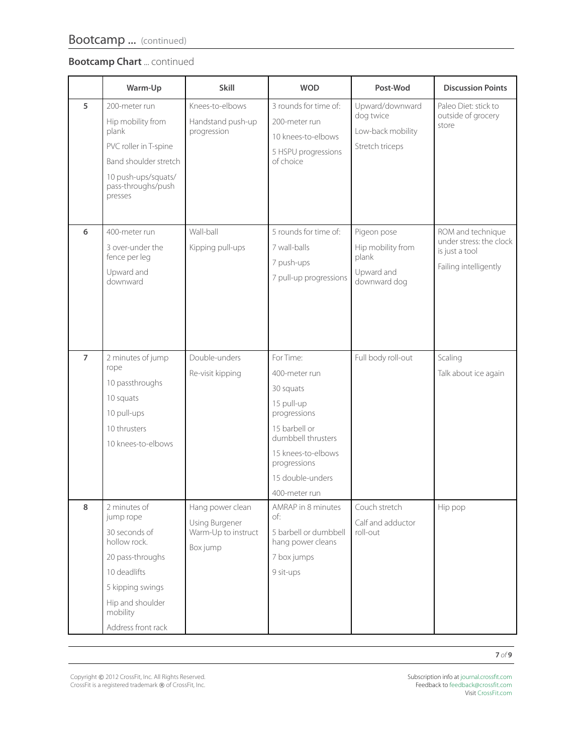## Bootcamp ... (continued)

**Bootcamp Chart** ... continued

| | Warm-Up | Skill | WOD | Post-Wod | Discussion Points |
|---|---|---|---|---|---|
| 5 | 200-meter run<br>Hip mobility from plank<br>PVC roller in T-spine<br>Band shoulder stretch<br>10 push-ups/squats/pass-throughs/push presses | Knees-to-elbows<br>Handstand push-up progression | 3 rounds for time of:<br>200-meter run<br>10 knees-to-elbows<br>5 HSPU progressions of choice | Upward/downward dog twice<br>Low-back mobility<br>Stretch triceps | Paleo Diet: stick to outside of grocery store |
| 6 | 400-meter run<br>3 over-under the fence per leg<br>Upward and downward | Wall-ball<br>Kipping pull-ups | 5 rounds for time of:<br>7 wall-balls<br>7 push-ups<br>7 pull-up progressions | Pigeon pose<br>Hip mobility from plank<br>Upward and downward dog | ROM and technique under stress: the clock is just a tool<br>Failing intelligently |
| 7 | 2 minutes of jump rope<br>10 passthroughs<br>10 squats<br>10 pull-ups<br>10 thrusters<br>10 knees-to-elbows | Double-unders<br>Re-visit kipping | For Time:<br>400-meter run<br>30 squats<br>15 pull-up progressions<br>15 barbell or dumbbell thrusters<br>15 knees-to-elbows progressions<br>15 double-unders<br>400-meter run | Full body roll-out | Scaling<br>Talk about ice again |
| 8 | 2 minutes of jump rope<br>30 seconds of hollow rock.<br>20 pass-throughs<br>10 deadlifts<br>5 kipping swings<br>Hip and shoulder mobility<br>Address front rack | Hang power clean<br>Using Burgener Warm-Up to instruct<br>Box jump | AMRAP in 8 minutes of:<br>5 barbell or dumbbell hang power cleans<br>7 box jumps<br>9 sit-ups | Couch stretch<br>Calf and adductor roll-out | Hip pop |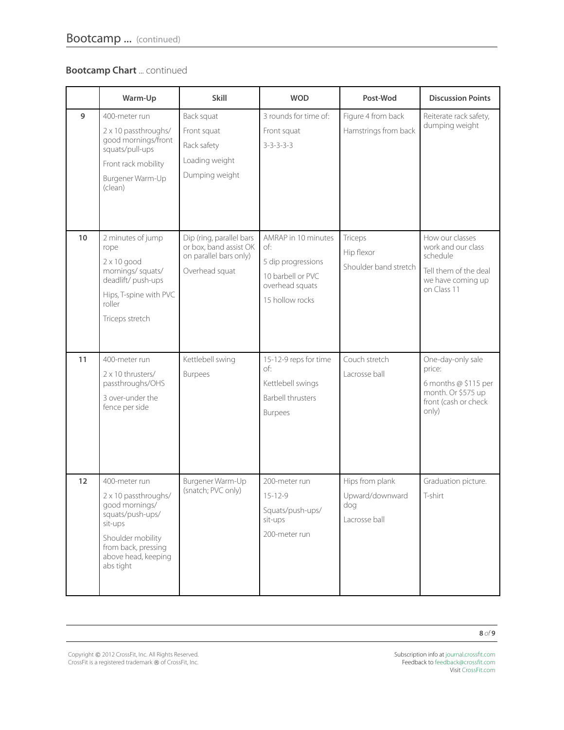## Bootcamp Chart ... continued

| | Warm-Up | Skill | WOD | Post-Wod | Discussion Points |
|---|---|---|---|---|---|
| **9** | 400-meter run<br>2 x 10 passthroughs/ good mornings/front squats/pull-ups<br>Front rack mobility<br>Burgener Warm-Up (clean) | Back squat<br>Front squat<br>Rack safety<br>Loading weight<br>Dumping weight | 3 rounds for time of:<br>Front squat<br>3-3-3-3-3 | Figure 4 from back<br>Hamstrings from back | Reiterate rack safety, dumping weight |
| **10** | 2 minutes of jump rope<br>2 x 10 good mornings/ squats/ deadlift/ push-ups<br>Hips, T-spine with PVC roller<br>Triceps stretch | Dip (ring, parallel bars or box, band assist OK on parallel bars only)<br>Overhead squat | AMRAP in 10 minutes of:<br>5 dip progressions<br>10 barbell or PVC overhead squats<br>15 hollow rocks | Triceps<br>Hip flexor<br>Shoulder band stretch | How our classes work and our class schedule<br>Tell them of the deal we have coming up on Class 11 |
| **11** | 400-meter run<br>2 x 10 thrusters/ passthroughs/OHS<br>3 over-under the fence per side | Kettlebell swing<br>Burpees | 15-12-9 reps for time of:<br>Kettlebell swings<br>Barbell thrusters<br>Burpees | Couch stretch<br>Lacrosse ball | One-day-only sale price:<br>6 months @ $115 per month. Or $575 up front (cash or check only) |
| **12** | 400-meter run<br>2 x 10 passthroughs/ good mornings/ squats/push-ups/ sit-ups<br>Shoulder mobility from back, pressing above head, keeping abs tight | Burgener Warm-Up (snatch; PVC only) | 200-meter run<br>15-12-9<br>Squats/push-ups/ sit-ups<br>200-meter run | Hips from plank<br>Upward/downward dog<br>Lacrosse ball | Graduation picture.<br>T-shirt |

Copyright © 2012 CrossFit, Inc. All Rights Reserved.
CrossFit is a registered trademark ® of CrossFit, Inc.

Subscription info at journal.crossfit.com
Feedback to feedback@crossfit.com
Visit CrossFit.com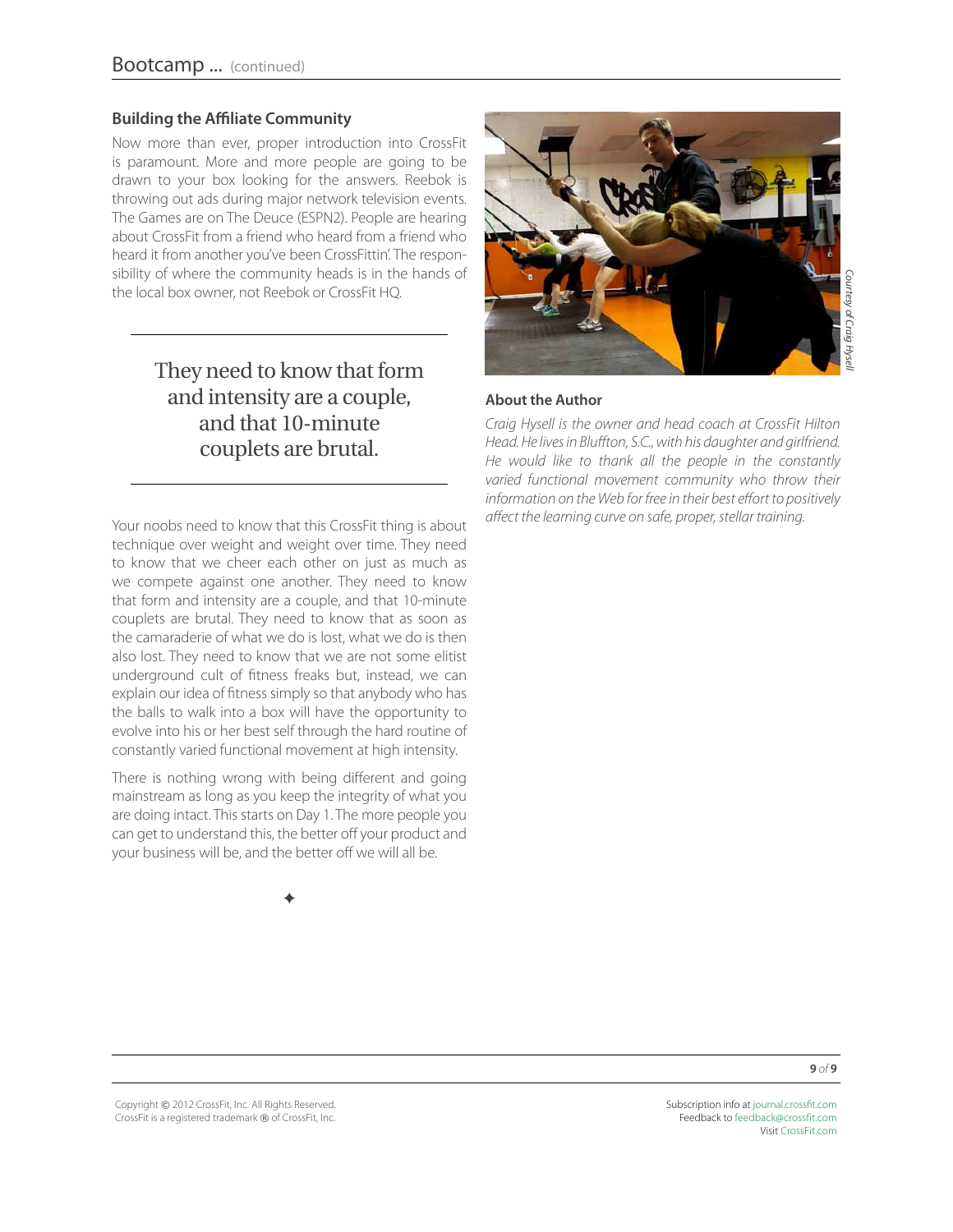## Building the Affiliate Community

Now more than ever, proper introduction into CrossFit is paramount. More and more people are going to be drawn to your box looking for the answers. Reebok is throwing out ads during major network television events. The Games are on The Deuce (ESPN2). People are hearing about CrossFit from a friend who heard from a friend who heard it from another you've been CrossFittin'. The responsibility of where the community heads is in the hands of the local box owner, not Reebok or CrossFit HQ.

> They need to know that form and intensity are a couple, and that 10-minute couplets are brutal.

Your noobs need to know that this CrossFit thing is about technique over weight and weight over time. They need to know that we cheer each other on just as much as we compete against one another. They need to know that form and intensity are a couple, and that 10-minute couplets are brutal. They need to know that as soon as the camaraderie of what we do is lost, what we do is then also lost. They need to know that we are not some elitist underground cult of fitness freaks but, instead, we can explain our idea of fitness simply so that anybody who has the balls to walk into a box will have the opportunity to evolve into his or her best self through the hard routine of constantly varied functional movement at high intensity.

There is nothing wrong with being different and going mainstream as long as you keep the integrity of what you are doing intact. This starts on Day 1. The more people you can get to understand this, the better off your product and your business will be, and the better off we will all be.

✦

*Courtesy of Craig Hysell*

### About the Author

*Craig Hysell is the owner and head coach at CrossFit Hilton Head. He lives in Bluffton, S.C., with his daughter and girlfriend. He would like to thank all the people in the constantly varied functional movement community who throw their information on the Web for free in their best effort to positively affect the learning curve on safe, proper, stellar training.*

Copyright © 2012 CrossFit, Inc. All Rights Reserved.
CrossFit is a registered trademark ® of CrossFit, Inc.

Subscription info at journal.crossfit.com
Feedback to feedback@crossfit.com
Visit CrossFit.com